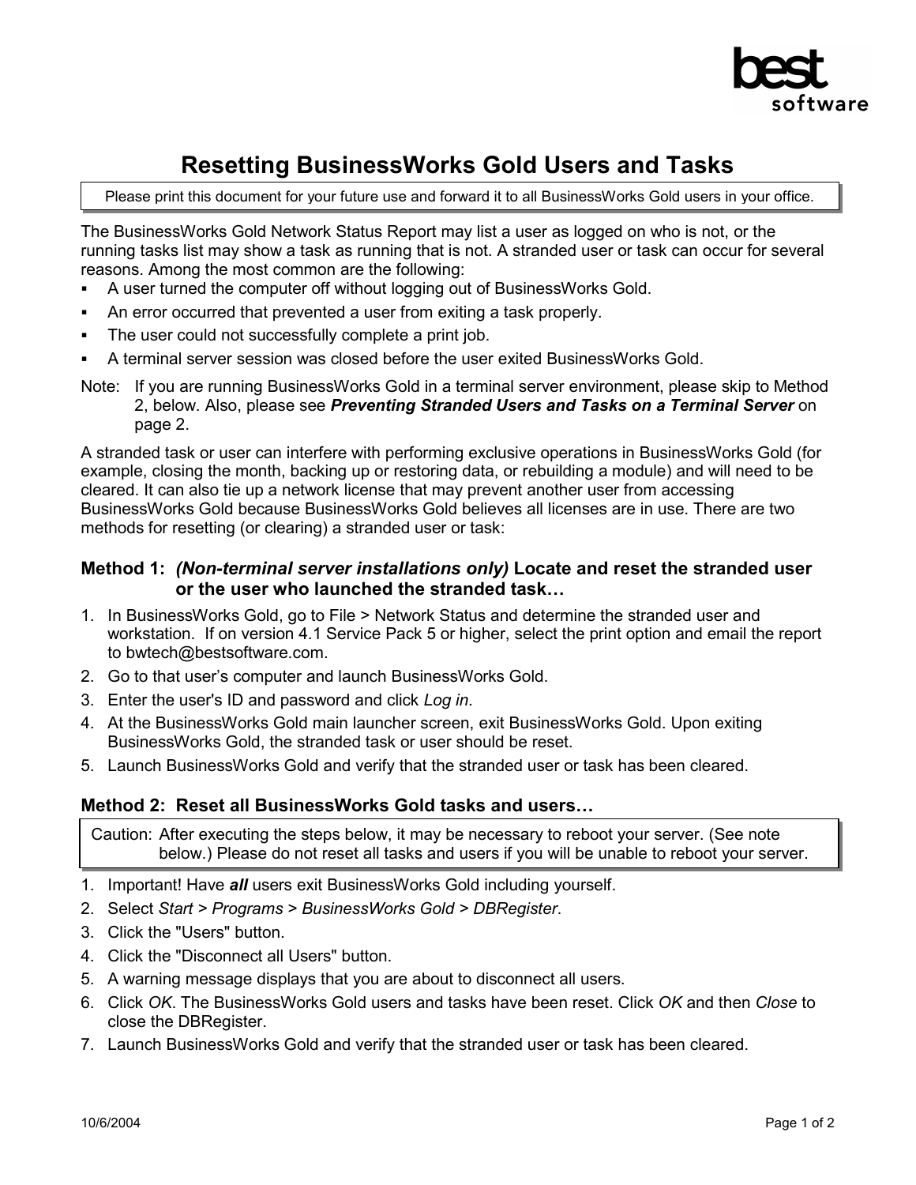best software

# Resetting BusinessWorks Gold Users and Tasks

Please print this document for your future use and forward it to all BusinessWorks Gold users in your office.

The BusinessWorks Gold Network Status Report may list a user as logged on who is not, or the running tasks list may show a task as running that is not. A stranded user or task can occur for several reasons. Among the most common are the following:

- A user turned the computer off without logging out of BusinessWorks Gold.
- An error occurred that prevented a user from exiting a task properly.
- The user could not successfully complete a print job.
- A terminal server session was closed before the user exited BusinessWorks Gold.

Note: If you are running BusinessWorks Gold in a terminal server environment, please skip to Method 2, below. Also, please see ***Preventing Stranded Users and Tasks on a Terminal Server*** on page 2.

A stranded task or user can interfere with performing exclusive operations in BusinessWorks Gold (for example, closing the month, backing up or restoring data, or rebuilding a module) and will need to be cleared. It can also tie up a network license that may prevent another user from accessing BusinessWorks Gold because BusinessWorks Gold believes all licenses are in use. There are two methods for resetting (or clearing) a stranded user or task:

### Method 1: *(Non-terminal server installations only)* Locate and reset the stranded user or the user who launched the stranded task…

1. In BusinessWorks Gold, go to File > Network Status and determine the stranded user and workstation. If on version 4.1 Service Pack 5 or higher, select the print option and email the report to bwtech@bestsoftware.com.
2. Go to that user's computer and launch BusinessWorks Gold.
3. Enter the user's ID and password and click *Log in*.
4. At the BusinessWorks Gold main launcher screen, exit BusinessWorks Gold. Upon exiting BusinessWorks Gold, the stranded task or user should be reset.
5. Launch BusinessWorks Gold and verify that the stranded user or task has been cleared.

### Method 2: Reset all BusinessWorks Gold tasks and users…

Caution: After executing the steps below, it may be necessary to reboot your server. (See note below.) Please do not reset all tasks and users if you will be unable to reboot your server.

1. Important! Have ***all*** users exit BusinessWorks Gold including yourself.
2. Select *Start* > *Programs* > *BusinessWorks Gold* > *DBRegister*.
3. Click the "Users" button.
4. Click the "Disconnect all Users" button.
5. A warning message displays that you are about to disconnect all users.
6. Click *OK*. The BusinessWorks Gold users and tasks have been reset. Click *OK* and then *Close* to close the DBRegister.
7. Launch BusinessWorks Gold and verify that the stranded user or task has been cleared.

10/6/2004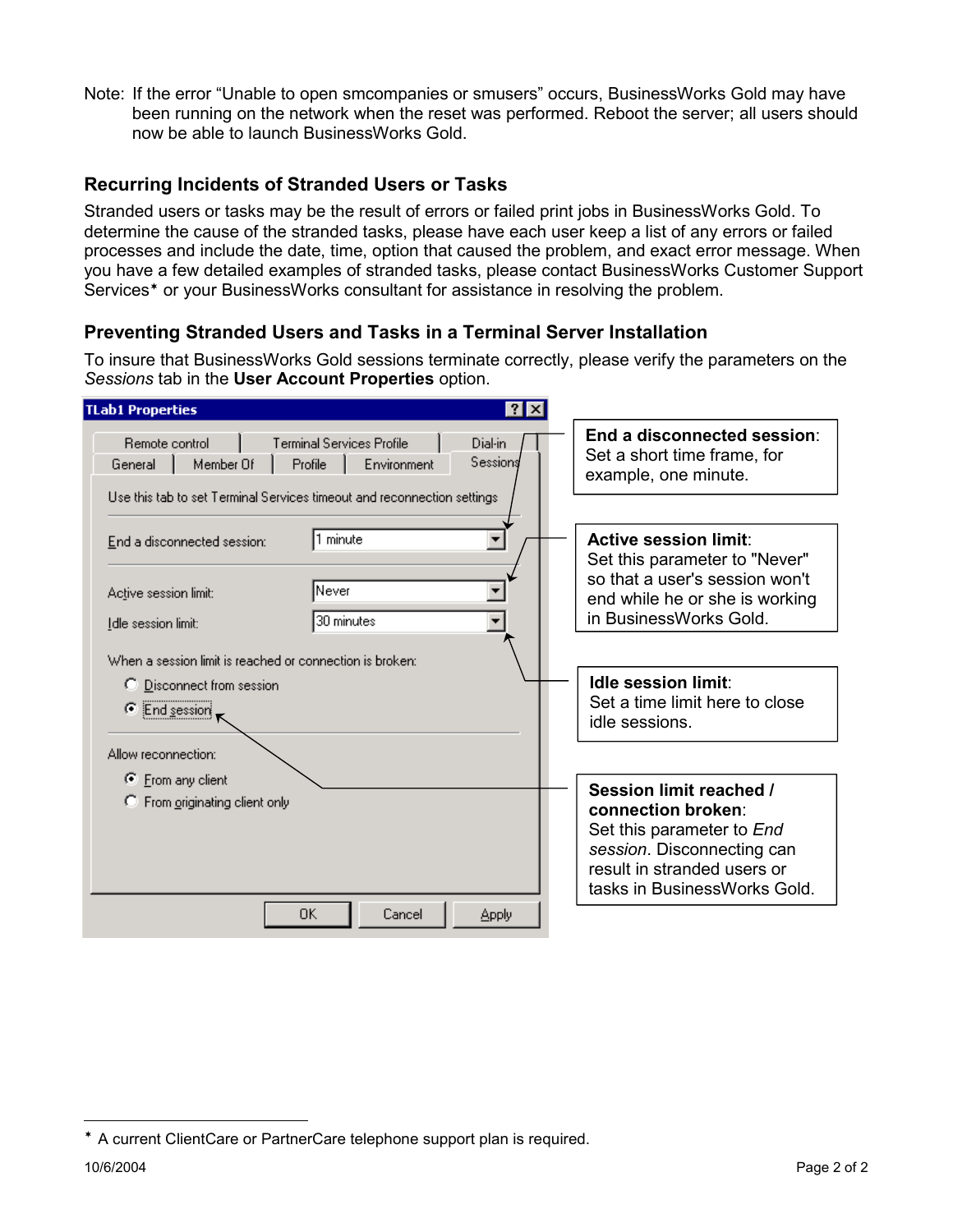Note: If the error "Unable to open smcompanies or smusers" occurs, BusinessWorks Gold may have been running on the network when the reset was performed. Reboot the server; all users should now be able to launch BusinessWorks Gold.

### Recurring Incidents of Stranded Users or Tasks

Stranded users or tasks may be the result of errors or failed print jobs in BusinessWorks Gold. To determine the cause of the stranded tasks, please have each user keep a list of any errors or failed processes and include the date, time, option that caused the problem, and exact error message. When you have a few detailed examples of stranded tasks, please contact BusinessWorks Customer Support Services* or your BusinessWorks consultant for assistance in resolving the problem.

### Preventing Stranded Users and Tasks in a Terminal Server Installation

To insure that BusinessWorks Gold sessions terminate correctly, please verify the parameters on the *Sessions* tab in the **User Account Properties** option.

TLab1 Properties

Remote control | Terminal Services Profile | Dial-in
General | Member Of | Profile | Environment | Sessions

Use this tab to set Terminal Services timeout and reconnection settings

End a disconnected session: 1 minute

Active session limit: Never

Idle session limit: 30 minutes

When a session limit is reached or connection is broken:

- Disconnect from session
- End session

Allow reconnection:

- From any client
- From originating client only

OK | Cancel | Apply

**End a disconnected session**: Set a short time frame, for example, one minute.

**Active session limit**: Set this parameter to "Never" so that a user's session won't end while he or she is working in BusinessWorks Gold.

**Idle session limit**: Set a time limit here to close idle sessions.

**Session limit reached / connection broken**: Set this parameter to *End session*. Disconnecting can result in stranded users or tasks in BusinessWorks Gold.

---

* A current ClientCare or PartnerCare telephone support plan is required.

10/6/2004